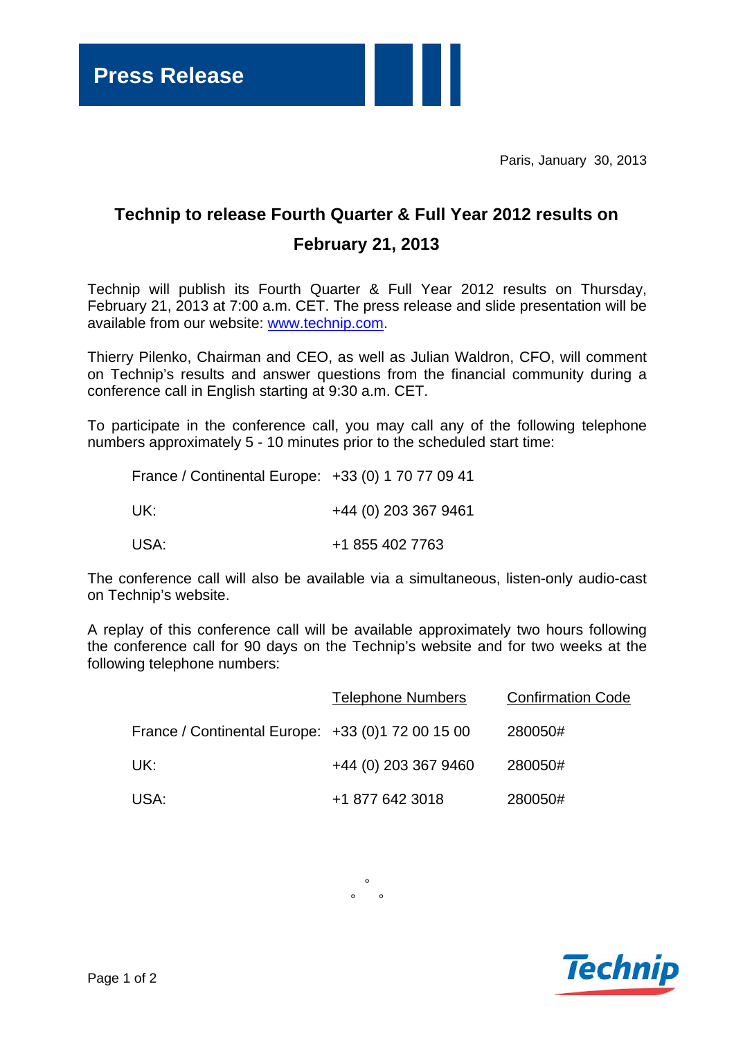# Press Release

Paris, January 30, 2013

## Technip to release Fourth Quarter & Full Year 2012 results on February 21, 2013

Technip will publish its Fourth Quarter & Full Year 2012 results on Thursday, February 21, 2013 at 7:00 a.m. CET. The press release and slide presentation will be available from our website: www.technip.com.

Thierry Pilenko, Chairman and CEO, as well as Julian Waldron, CFO, will comment on Technip's results and answer questions from the financial community during a conference call in English starting at 9:30 a.m. CET.

To participate in the conference call, you may call any of the following telephone numbers approximately 5 - 10 minutes prior to the scheduled start time:

| | |
|---|---|
| France / Continental Europe: | +33 (0) 1 70 77 09 41 |
| UK: | +44 (0) 203 367 9461 |
| USA: | +1 855 402 7763 |

The conference call will also be available via a simultaneous, listen-only audio-cast on Technip's website.

A replay of this conference call will be available approximately two hours following the conference call for 90 days on the Technip's website and for two weeks at the following telephone numbers:

| | Telephone Numbers | Confirmation Code |
|---|---|---|
| France / Continental Europe: | +33 (0)1 72 00 15 00 | 280050# |
| UK: | +44 (0) 203 367 9460 | 280050# |
| USA: | +1 877 642 3018 | 280050# |

°
° °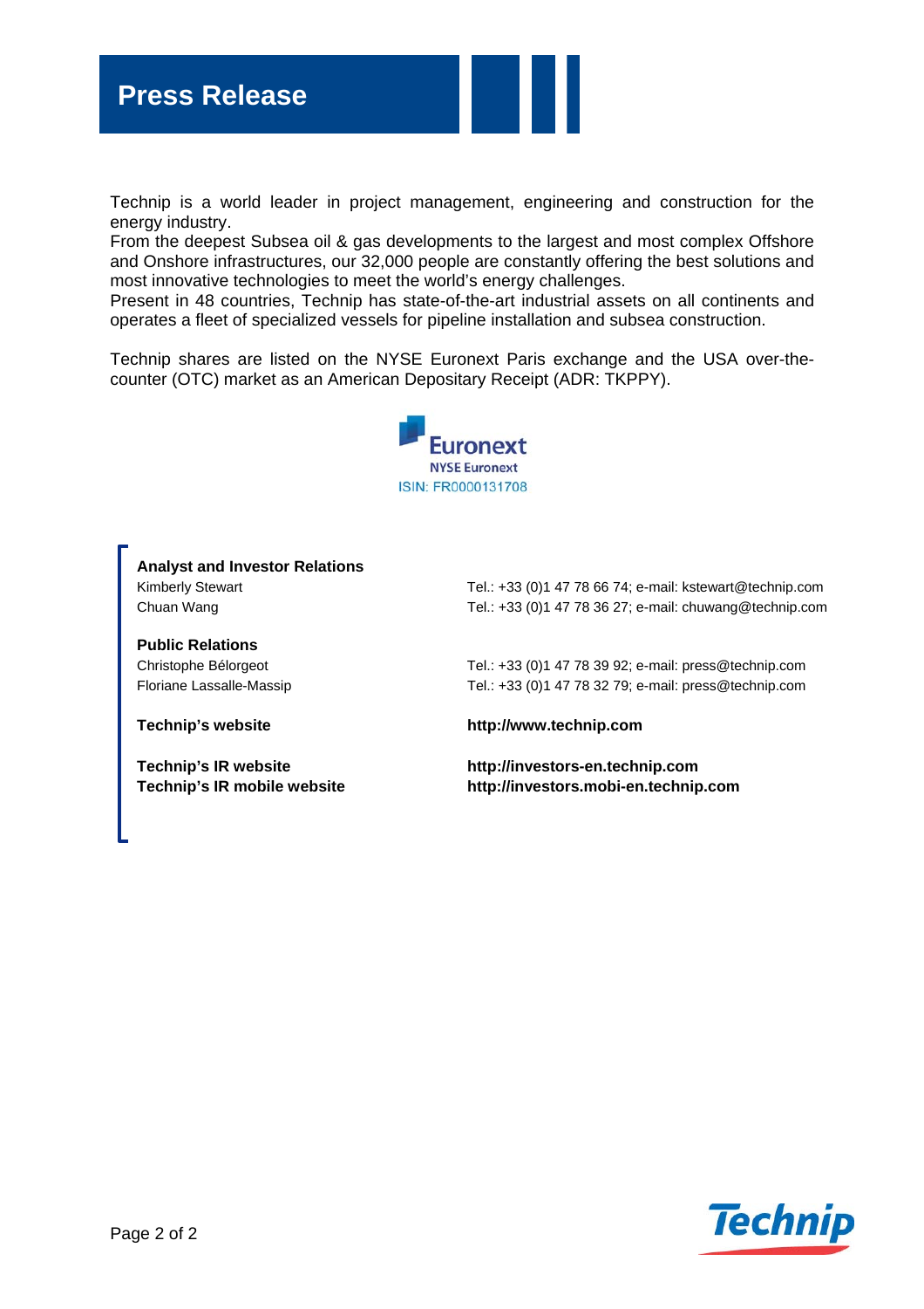# Press Release

Technip is a world leader in project management, engineering and construction for the energy industry.
From the deepest Subsea oil & gas developments to the largest and most complex Offshore and Onshore infrastructures, our 32,000 people are constantly offering the best solutions and most innovative technologies to meet the world's energy challenges.
Present in 48 countries, Technip has state-of-the-art industrial assets on all continents and operates a fleet of specialized vessels for pipeline installation and subsea construction.

Technip shares are listed on the NYSE Euronext Paris exchange and the USA over-the-counter (OTC) market as an American Depositary Receipt (ADR: TKPPY).

Euronext
NYSE Euronext
ISIN: FR0000131708

**Analyst and Investor Relations**
Kimberly Stewart — Tel.: +33 (0)1 47 78 66 74; e-mail: kstewart@technip.com
Chuan Wang — Tel.: +33 (0)1 47 78 36 27; e-mail: chuwang@technip.com

**Public Relations**
Christophe Bélorgeot — Tel.: +33 (0)1 47 78 39 92; e-mail: press@technip.com
Floriane Lassalle-Massip — Tel.: +33 (0)1 47 78 32 79; e-mail: press@technip.com

**Technip's website** — **http://www.technip.com**

**Technip's IR website** — **http://investors-en.technip.com**
**Technip's IR mobile website** — **http://investors.mobi-en.technip.com**